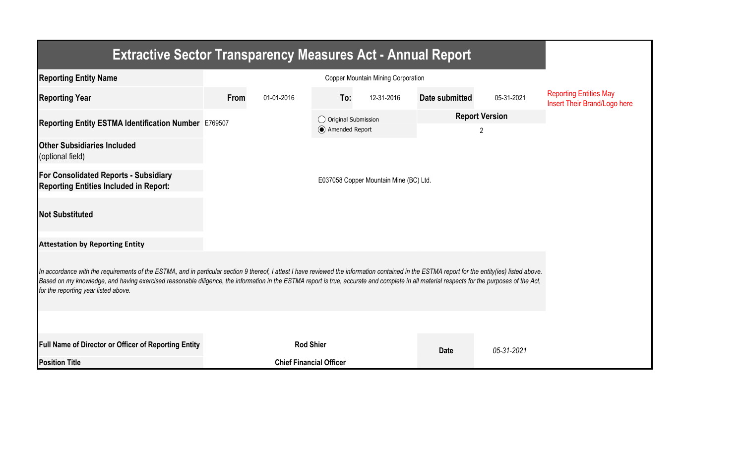# Extractive Sector Transparency Measures Act - Annual Report

| | | | | | | | |
|---|---|---|---|---|---|---|---|
| **Reporting Entity Name** | Copper Mountain Mining Corporation | | | | | | Reporting Entities May Insert Their Brand/Logo here |
| **Reporting Year** | **From** | 01-01-2016 | **To:** | 12-31-2016 | **Date submitted** | 05-31-2021 | |
| **Reporting Entity ESTMA Identification Number** | E769507 | | ◯ Original Submission<br>◉ Amended Report | | **Report Version**<br>2 | | |
| **Other Subsidiaries Included** (optional field) | | | | | | | |
| **For Consolidated Reports - Subsidiary Reporting Entities Included in Report:** | E037058 Copper Mountain Mine (BC) Ltd. | | | | | | |
| **Not Substituted** | | | | | | | |

**Attestation by Reporting Entity**

*In accordance with the requirements of the ESTMA, and in particular section 9 thereof, I attest I have reviewed the information contained in the ESTMA report for the entity(ies) listed above. Based on my knowledge, and having exercised reasonable diligence, the information in the ESTMA report is true, accurate and complete in all material respects for the purposes of the Act, for the reporting year listed above.*

| | | | |
|---|---|---|---|
| **Full Name of Director or Officer of Reporting Entity** | **Rod Shier** | **Date** | *05-31-2021* |
| **Position Title** | **Chief Financial Officer** | | |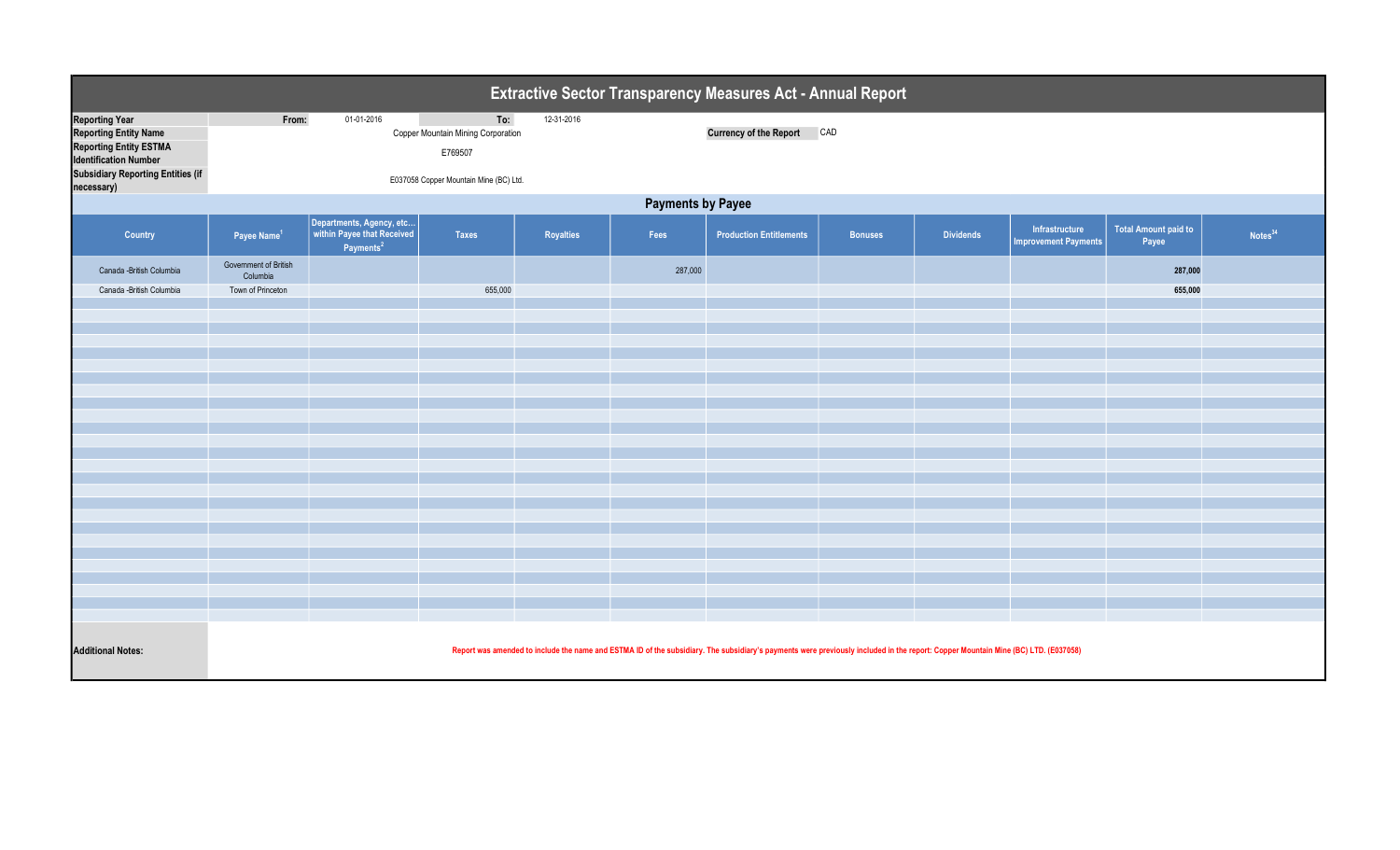# Extractive Sector Transparency Measures Act - Annual Report

| | | | | |
|---|---|---|---|---|
| **Reporting Year** | From: | 01-01-2016 | To: | 12-31-2016 |
| **Reporting Entity Name** | Copper Mountain Mining Corporation | | **Currency of the Report** | CAD |
| **Reporting Entity ESTMA Identification Number** | E769507 | | | |
| **Subsidiary Reporting Entities (if necessary)** | E037058 Copper Mountain Mine (BC) Ltd. | | | |

## Payments by Payee

| Country | Payee Name[1] | Departments, Agency, etc... within Payee that Received Payments[2] | Taxes | Royalties | Fees | Production Entitlements | Bonuses | Dividends | Infrastructure Improvement Payments | Total Amount paid to Payee | Notes[34] |
|---|---|---|---|---|---|---|---|---|---|---|---|
| Canada -British Columbia | Government of British Columbia | | | | 287,000 | | | | | **287,000** | |
| Canada -British Columbia | Town of Princeton | | 655,000 | | | | | | | **655,000** | |

**Additional Notes:** Report was amended to include the name and ESTMA ID of the subsidiary. The subsidiary's payments were previously included in the report: Copper Mountain Mine (BC) LTD. (E037058)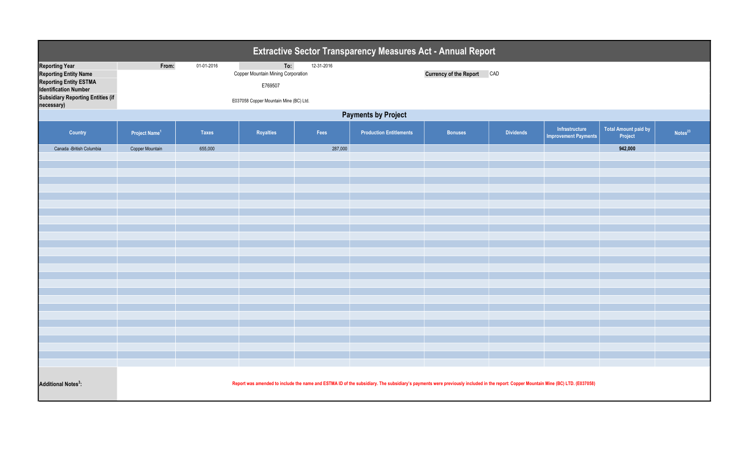# Extractive Sector Transparency Measures Act - Annual Report

| | | | |
|---|---|---|---|
| **Reporting Year** | **From:** 01-01-2016 | **To:** 12-31-2016 | |
| **Reporting Entity Name** | Copper Mountain Mining Corporation | **Currency of the Report** | CAD |
| **Reporting Entity ESTMA Identification Number** | E769507 | | |
| **Subsidiary Reporting Entities (if necessary)** | E037058 Copper Mountain Mine (BC) Ltd. | | |

## Payments by Project

| Country | Project Name[1] | Taxes | Royalties | Fees | Production Entitlements | Bonuses | Dividends | Infrastructure Improvement Payments | Total Amount paid by Project | Notes[23] |
|---|---|---|---|---|---|---|---|---|---|---|
| Canada -British Columbia | Copper Mountain | 655,000 | | 287,000 | | | | | **942,000** | |

**Additional Notes[3]:** Report was amended to include the name and ESTMA ID of the subsidiary. The subsidiary's payments were previously included in the report: Copper Mountain Mine (BC) LTD. (E037058)